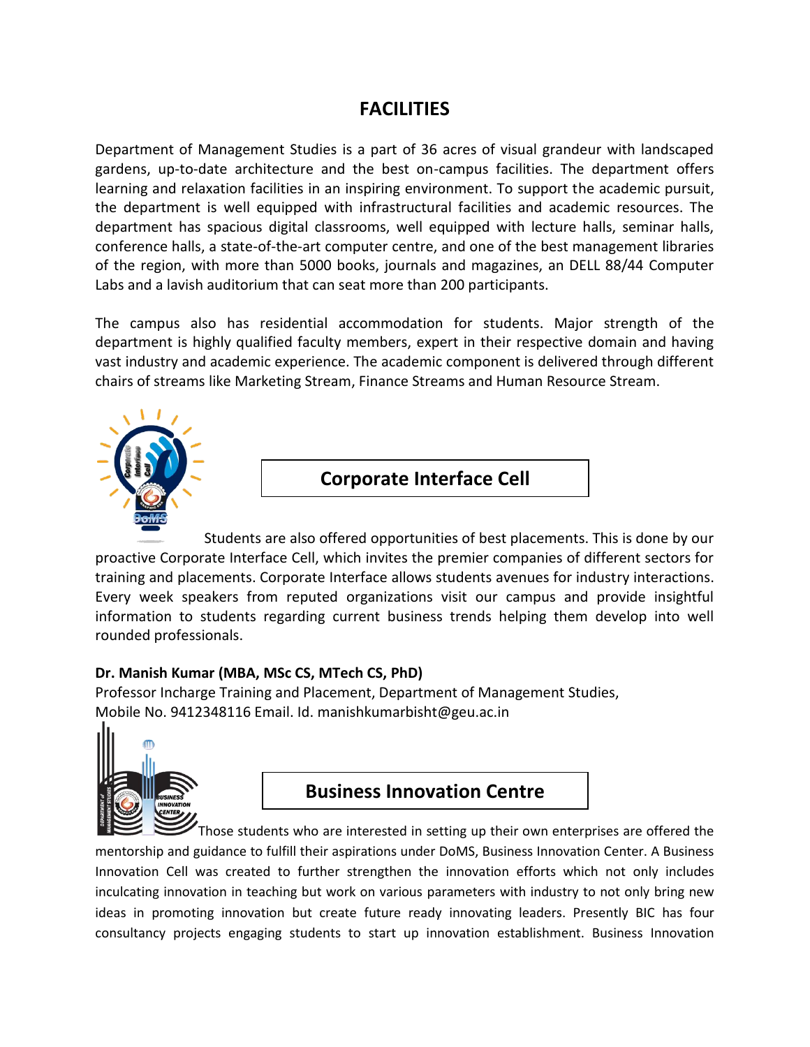# FACILITIES

Department of Management Studies is a part of 36 acres of visual grandeur with landscaped gardens, up-to-date architecture and the best on-campus facilities. The department offers learning and relaxation facilities in an inspiring environment. To support the academic pursuit, the department is well equipped with infrastructural facilities and academic resources. The department has spacious digital classrooms, well equipped with lecture halls, seminar halls, conference halls, a state-of-the-art computer centre, and one of the best management libraries of the region, with more than 5000 books, journals and magazines, an DELL 88/44 Computer Labs and a lavish auditorium that can seat more than 200 participants.

The campus also has residential accommodation for students. Major strength of the department is highly qualified faculty members, expert in their respective domain and having vast industry and academic experience. The academic component is delivered through different chairs of streams like Marketing Stream, Finance Streams and Human Resource Stream.

## Corporate Interface Cell

Students are also offered opportunities of best placements. This is done by our proactive Corporate Interface Cell, which invites the premier companies of different sectors for training and placements. Corporate Interface allows students avenues for industry interactions. Every week speakers from reputed organizations visit our campus and provide insightful information to students regarding current business trends helping them develop into well rounded professionals.

**Dr. Manish Kumar (MBA, MSc CS, MTech CS, PhD)**
Professor Incharge Training and Placement, Department of Management Studies,
Mobile No. 9412348116 Email. Id. manishkumarbisht@geu.ac.in

## Business Innovation Centre

Those students who are interested in setting up their own enterprises are offered the mentorship and guidance to fulfill their aspirations under DoMS, Business Innovation Center. A Business Innovation Cell was created to further strengthen the innovation efforts which not only includes inculcating innovation in teaching but work on various parameters with industry to not only bring new ideas in promoting innovation but create future ready innovating leaders. Presently BIC has four consultancy projects engaging students to start up innovation establishment. Business Innovation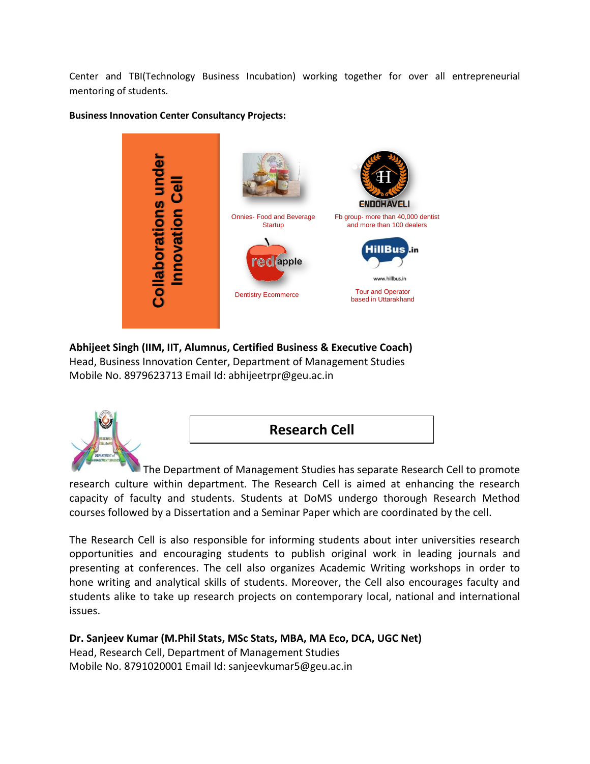Center and TBI(Technology Business Incubation) working together for over all entrepreneurial mentoring of students.

**Business Innovation Center Consultancy Projects:**

**Collaborations under Innovation Cell**

Onnies- Food and Beverage Startup

ENDOHAVELI

Fb group- more than 40,000 dentist and more than 100 dealers

redapple

Dentistry Ecommerce

HillBus.in

www.hillbus.in

Tour and Operator based in Uttarakhand

**Abhijeet Singh (IIM, IIT, Alumnus, Certified Business & Executive Coach)**
Head, Business Innovation Center, Department of Management Studies
Mobile No. 8979623713 Email Id: abhijeetrpr@geu.ac.in

## Research Cell

The Department of Management Studies has separate Research Cell to promote research culture within department. The Research Cell is aimed at enhancing the research capacity of faculty and students. Students at DoMS undergo thorough Research Method courses followed by a Dissertation and a Seminar Paper which are coordinated by the cell.

The Research Cell is also responsible for informing students about inter universities research opportunities and encouraging students to publish original work in leading journals and presenting at conferences. The cell also organizes Academic Writing workshops in order to hone writing and analytical skills of students. Moreover, the Cell also encourages faculty and students alike to take up research projects on contemporary local, national and international issues.

**Dr. Sanjeev Kumar (M.Phil Stats, MSc Stats, MBA, MA Eco, DCA, UGC Net)**
Head, Research Cell, Department of Management Studies
Mobile No. 8791020001 Email Id: sanjeevkumar5@geu.ac.in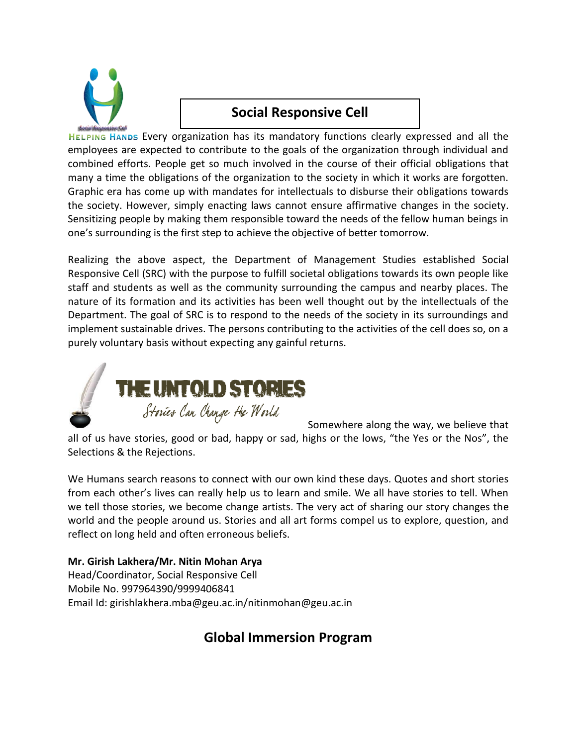## Social Responsive Cell

HELPING HANDS Every organization has its mandatory functions clearly expressed and all the employees are expected to contribute to the goals of the organization through individual and combined efforts. People get so much involved in the course of their official obligations that many a time the obligations of the organization to the society in which it works are forgotten. Graphic era has come up with mandates for intellectuals to disburse their obligations towards the society. However, simply enacting laws cannot ensure affirmative changes in the society. Sensitizing people by making them responsible toward the needs of the fellow human beings in one's surrounding is the first step to achieve the objective of better tomorrow.

Realizing the above aspect, the Department of Management Studies established Social Responsive Cell (SRC) with the purpose to fulfill societal obligations towards its own people like staff and students as well as the community surrounding the campus and nearby places. The nature of its formation and its activities has been well thought out by the intellectuals of the Department. The goal of SRC is to respond to the needs of the society in its surroundings and implement sustainable drives. The persons contributing to the activities of the cell does so, on a purely voluntary basis without expecting any gainful returns.

THE UNTOLD STORIES

*Stories Can Change the World*

Somewhere along the way, we believe that all of us have stories, good or bad, happy or sad, highs or the lows, "the Yes or the Nos", the Selections & the Rejections.

We Humans search reasons to connect with our own kind these days. Quotes and short stories from each other's lives can really help us to learn and smile. We all have stories to tell. When we tell those stories, we become change artists. The very act of sharing our story changes the world and the people around us. Stories and all art forms compel us to explore, question, and reflect on long held and often erroneous beliefs.

**Mr. Girish Lakhera/Mr. Nitin Mohan Arya**  
Head/Coordinator, Social Responsive Cell  
Mobile No. 997964390/9999406841  
Email Id: girishlakhera.mba@geu.ac.in/nitinmohan@geu.ac.in

## Global Immersion Program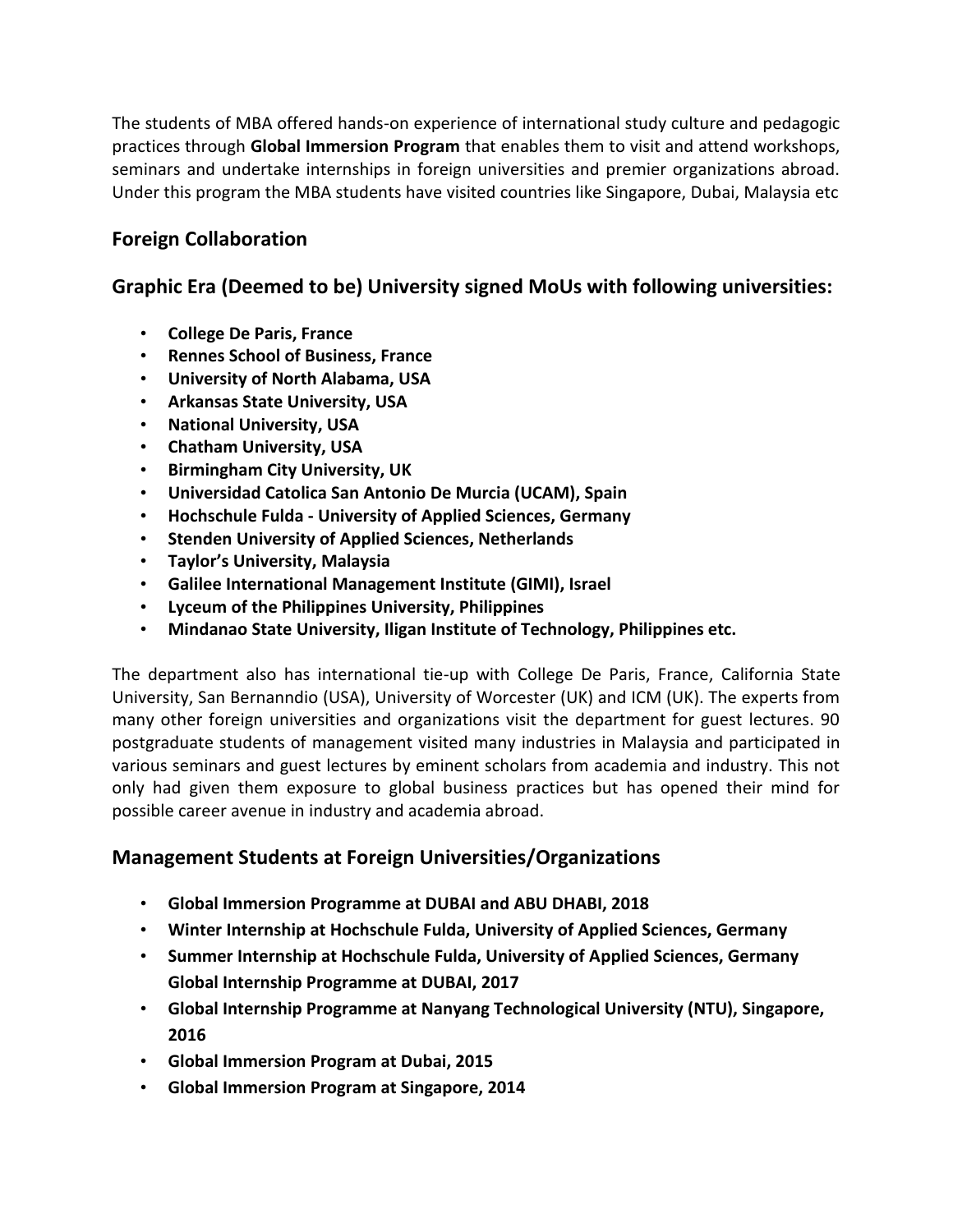The students of MBA offered hands-on experience of international study culture and pedagogic practices through **Global Immersion Program** that enables them to visit and attend workshops, seminars and undertake internships in foreign universities and premier organizations abroad. Under this program the MBA students have visited countries like Singapore, Dubai, Malaysia etc

## Foreign Collaboration

## Graphic Era (Deemed to be) University signed MoUs with following universities:

- **College De Paris, France**
- **Rennes School of Business, France**
- **University of North Alabama, USA**
- **Arkansas State University, USA**
- **National University, USA**
- **Chatham University, USA**
- **Birmingham City University, UK**
- **Universidad Catolica San Antonio De Murcia (UCAM), Spain**
- **Hochschule Fulda - University of Applied Sciences, Germany**
- **Stenden University of Applied Sciences, Netherlands**
- **Taylor's University, Malaysia**
- **Galilee International Management Institute (GIMI), Israel**
- **Lyceum of the Philippines University, Philippines**
- **Mindanao State University, Iligan Institute of Technology, Philippines etc.**

The department also has international tie-up with College De Paris, France, California State University, San Bernanndio (USA), University of Worcester (UK) and ICM (UK). The experts from many other foreign universities and organizations visit the department for guest lectures. 90 postgraduate students of management visited many industries in Malaysia and participated in various seminars and guest lectures by eminent scholars from academia and industry. This not only had given them exposure to global business practices but has opened their mind for possible career avenue in industry and academia abroad.

## Management Students at Foreign Universities/Organizations

- **Global Immersion Programme at DUBAI and ABU DHABI, 2018**
- **Winter Internship at Hochschule Fulda, University of Applied Sciences, Germany**
- **Summer Internship at Hochschule Fulda, University of Applied Sciences, Germany Global Internship Programme at DUBAI, 2017**
- **Global Internship Programme at Nanyang Technological University (NTU), Singapore, 2016**
- **Global Immersion Program at Dubai, 2015**
- **Global Immersion Program at Singapore, 2014**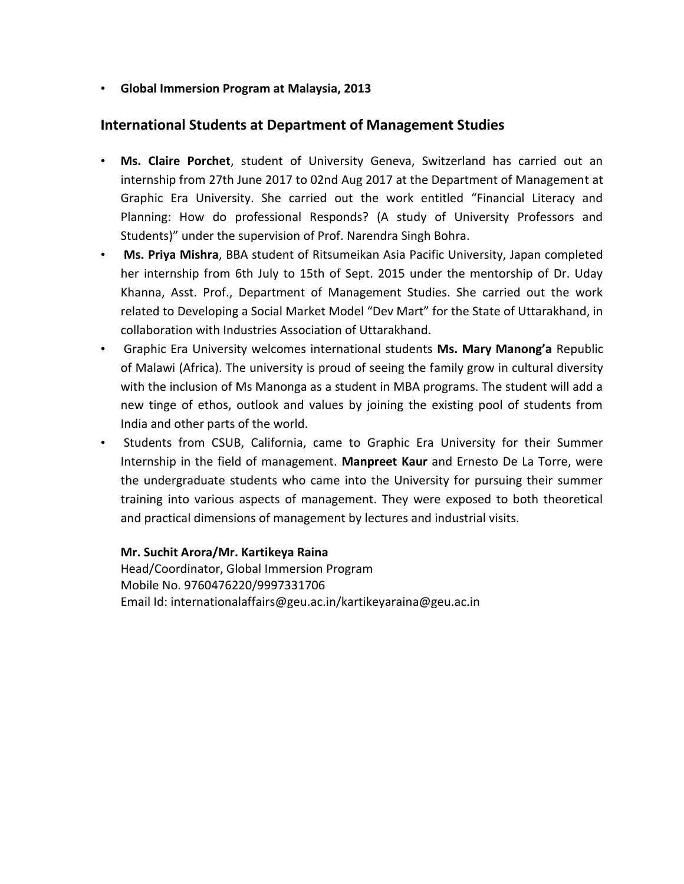- **Global Immersion Program at Malaysia, 2013**

## International Students at Department of Management Studies

- **Ms. Claire Porchet**, student of University Geneva, Switzerland has carried out an internship from 27th June 2017 to 02nd Aug 2017 at the Department of Management at Graphic Era University. She carried out the work entitled "Financial Literacy and Planning: How do professional Responds? (A study of University Professors and Students)" under the supervision of Prof. Narendra Singh Bohra.
- **Ms. Priya Mishra**, BBA student of Ritsumeikan Asia Pacific University, Japan completed her internship from 6th July to 15th of Sept. 2015 under the mentorship of Dr. Uday Khanna, Asst. Prof., Department of Management Studies. She carried out the work related to Developing a Social Market Model "Dev Mart" for the State of Uttarakhand, in collaboration with Industries Association of Uttarakhand.
- Graphic Era University welcomes international students **Ms. Mary Manong'a** Republic of Malawi (Africa). The university is proud of seeing the family grow in cultural diversity with the inclusion of Ms Manonga as a student in MBA programs. The student will add a new tinge of ethos, outlook and values by joining the existing pool of students from India and other parts of the world.
- Students from CSUB, California, came to Graphic Era University for their Summer Internship in the field of management. **Manpreet Kaur** and Ernesto De La Torre, were the undergraduate students who came into the University for pursuing their summer training into various aspects of management. They were exposed to both theoretical and practical dimensions of management by lectures and industrial visits.

**Mr. Suchit Arora/Mr. Kartikeya Raina**
Head/Coordinator, Global Immersion Program
Mobile No. 9760476220/9997331706
Email Id: internationalaffairs@geu.ac.in/kartikeyaraina@geu.ac.in